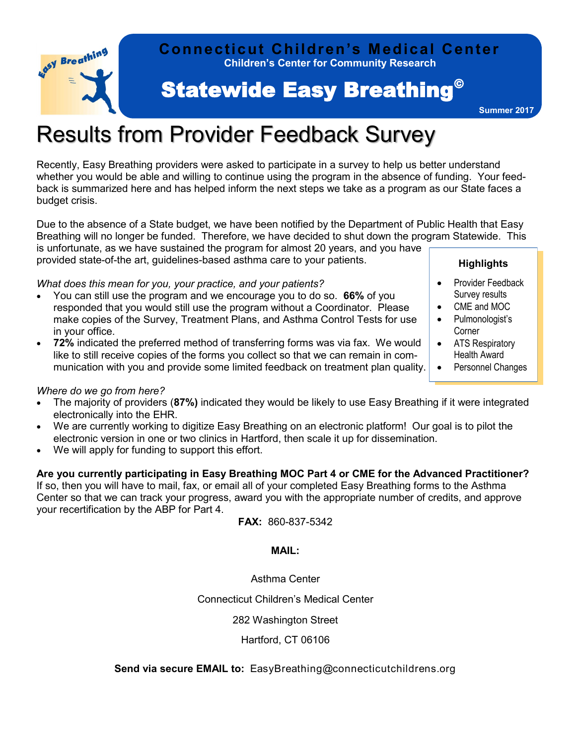Connecticut Children's Medical Center

Children's Center for Community Research

# Statewide Easy Breathing©

Summer 2017

## Results from Provider Feedback Survey

Recently, Easy Breathing providers were asked to participate in a survey to help us better understand whether you would be able and willing to continue using the program in the absence of funding. Your feedback is summarized here and has helped inform the next steps we take as a program as our State faces a budget crisis.

Due to the absence of a State budget, we have been notified by the Department of Public Health that Easy Breathing will no longer be funded. Therefore, we have decided to shut down the program Statewide. This is unfortunate, as we have sustained the program for almost 20 years, and you have provided state-of-the art, guidelines-based asthma care to your patients.

*What does this mean for you, your practice, and your patients?*

- You can still use the program and we encourage you to do so. **66%** of you responded that you would still use the program without a Coordinator. Please make copies of the Survey, Treatment Plans, and Asthma Control Tests for use in your office.
- **72%** indicated the preferred method of transferring forms was via fax. We would like to still receive copies of the forms you collect so that we can remain in communication with you and provide some limited feedback on treatment plan quality.

**Highlights**

- Provider Feedback Survey results
- CME and MOC
- Pulmonologist's Corner
- ATS Respiratory Health Award
- Personnel Changes

*Where do we go from here?*

- The majority of providers (**87%)** indicated they would be likely to use Easy Breathing if it were integrated electronically into the EHR.
- We are currently working to digitize Easy Breathing on an electronic platform! Our goal is to pilot the electronic version in one or two clinics in Hartford, then scale it up for dissemination.
- We will apply for funding to support this effort.

**Are you currently participating in Easy Breathing MOC Part 4 or CME for the Advanced Practitioner?** If so, then you will have to mail, fax, or email all of your completed Easy Breathing forms to the Asthma Center so that we can track your progress, award you with the appropriate number of credits, and approve your recertification by the ABP for Part 4.

**FAX:** 860-837-5342

**MAIL:**

Asthma Center

Connecticut Children's Medical Center

282 Washington Street

Hartford, CT 06106

**Send via secure EMAIL to:** EasyBreathing@connecticutchildrens.org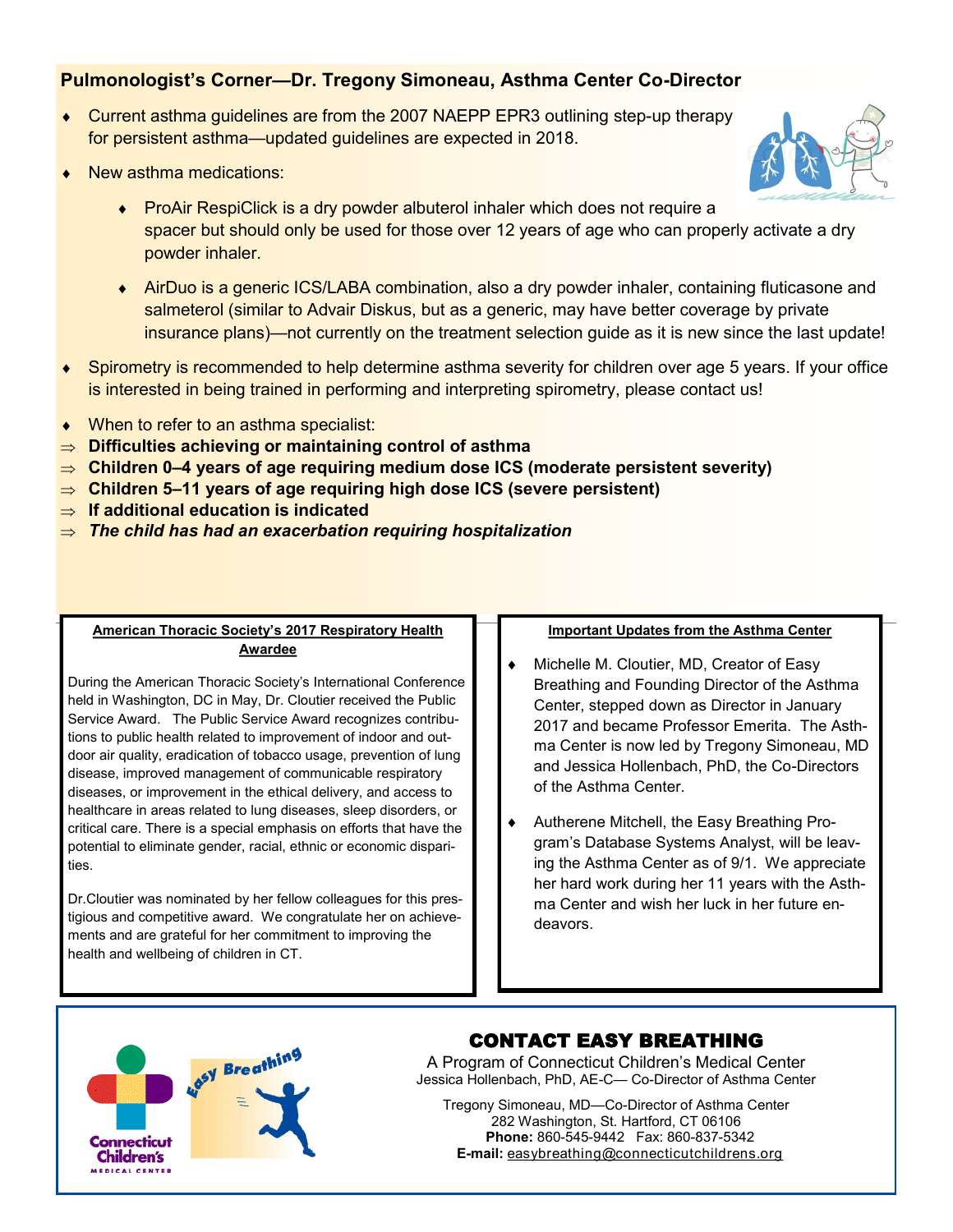## Pulmonologist's Corner—Dr. Tregony Simoneau, Asthma Center Co-Director

- Current asthma guidelines are from the 2007 NAEPP EPR3 outlining step-up therapy for persistent asthma—updated guidelines are expected in 2018.
- New asthma medications:
  - ProAir RespiClick is a dry powder albuterol inhaler which does not require a spacer but should only be used for those over 12 years of age who can properly activate a dry powder inhaler.
  - AirDuo is a generic ICS/LABA combination, also a dry powder inhaler, containing fluticasone and salmeterol (similar to Advair Diskus, but as a generic, may have better coverage by private insurance plans)—not currently on the treatment selection guide as it is new since the last update!
- Spirometry is recommended to help determine asthma severity for children over age 5 years. If your office is interested in being trained in performing and interpreting spirometry, please contact us!
- When to refer to an asthma specialist:

⇒ **Difficulties achieving or maintaining control of asthma**
⇒ **Children 0–4 years of age requiring medium dose ICS (moderate persistent severity)**
⇒ **Children 5–11 years of age requiring high dose ICS (severe persistent)**
⇒ **If additional education is indicated**
⇒ ***The child has had an exacerbation requiring hospitalization***

### American Thoracic Society's 2017 Respiratory Health Awardee

During the American Thoracic Society's International Conference held in Washington, DC in May, Dr. Cloutier received the Public Service Award. The Public Service Award recognizes contributions to public health related to improvement of indoor and outdoor air quality, eradication of tobacco usage, prevention of lung disease, improved management of communicable respiratory diseases, or improvement in the ethical delivery, and access to healthcare in areas related to lung diseases, sleep disorders, or critical care. There is a special emphasis on efforts that have the potential to eliminate gender, racial, ethnic or economic disparities.

Dr.Cloutier was nominated by her fellow colleagues for this prestigious and competitive award. We congratulate her on achievements and are grateful for her commitment to improving the health and wellbeing of children in CT.

### Important Updates from the Asthma Center

- Michelle M. Cloutier, MD, Creator of Easy Breathing and Founding Director of the Asthma Center, stepped down as Director in January 2017 and became Professor Emerita. The Asthma Center is now led by Tregony Simoneau, MD and Jessica Hollenbach, PhD, the Co-Directors of the Asthma Center.
- Autherene Mitchell, the Easy Breathing Program's Database Systems Analyst, will be leaving the Asthma Center as of 9/1. We appreciate her hard work during her 11 years with the Asthma Center and wish her luck in her future endeavors.

## CONTACT EASY BREATHING

A Program of Connecticut Children's Medical Center
Jessica Hollenbach, PhD, AE-C— Co-Director of Asthma Center

Tregony Simoneau, MD—Co-Director of Asthma Center
282 Washington, St. Hartford, CT 06106
**Phone:** 860-545-9442 Fax: 860-837-5342
**E-mail:** easybreathing@connecticutchildrens.org